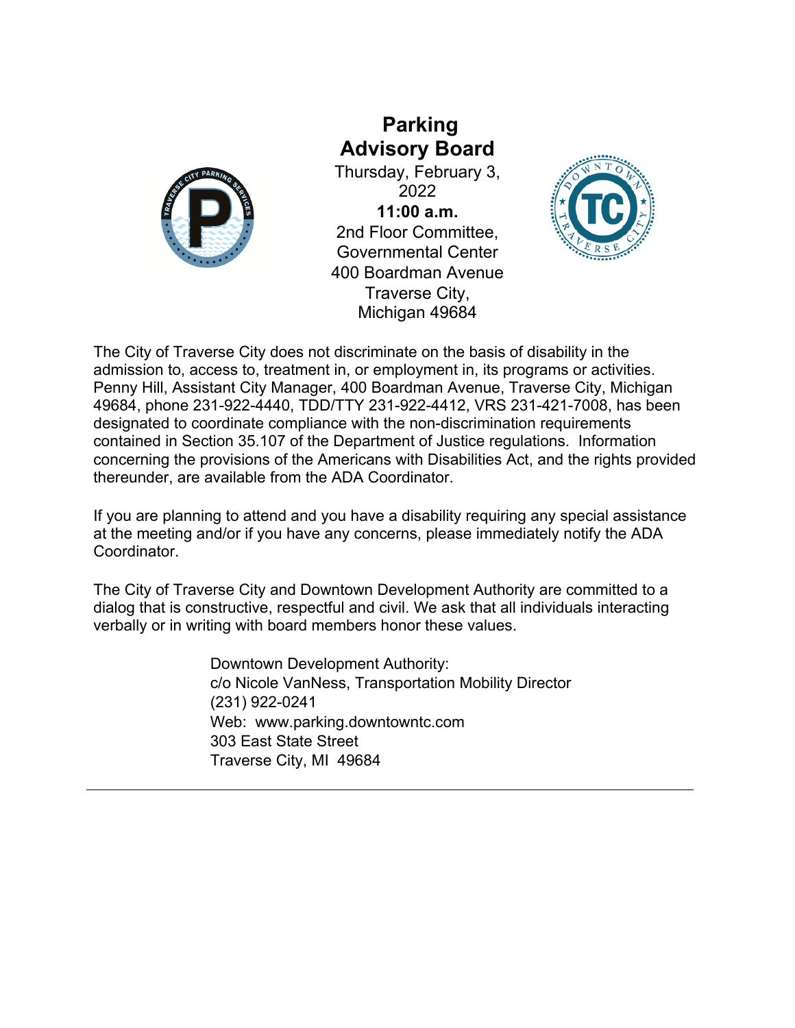# Parking Advisory Board

Thursday, February 3, 2022

**11:00 a.m.**

2nd Floor Committee, Governmental Center
400 Boardman Avenue
Traverse City, Michigan 49684

The City of Traverse City does not discriminate on the basis of disability in the admission to, access to, treatment in, or employment in, its programs or activities. Penny Hill, Assistant City Manager, 400 Boardman Avenue, Traverse City, Michigan 49684, phone 231-922-4440, TDD/TTY 231-922-4412, VRS 231-421-7008, has been designated to coordinate compliance with the non-discrimination requirements contained in Section 35.107 of the Department of Justice regulations. Information concerning the provisions of the Americans with Disabilities Act, and the rights provided thereunder, are available from the ADA Coordinator.

If you are planning to attend and you have a disability requiring any special assistance at the meeting and/or if you have any concerns, please immediately notify the ADA Coordinator.

The City of Traverse City and Downtown Development Authority are committed to a dialog that is constructive, respectful and civil. We ask that all individuals interacting verbally or in writing with board members honor these values.

Downtown Development Authority:
c/o Nicole VanNess, Transportation Mobility Director
(231) 922-0241
Web: www.parking.downtowntc.com
303 East State Street
Traverse City, MI 49684

---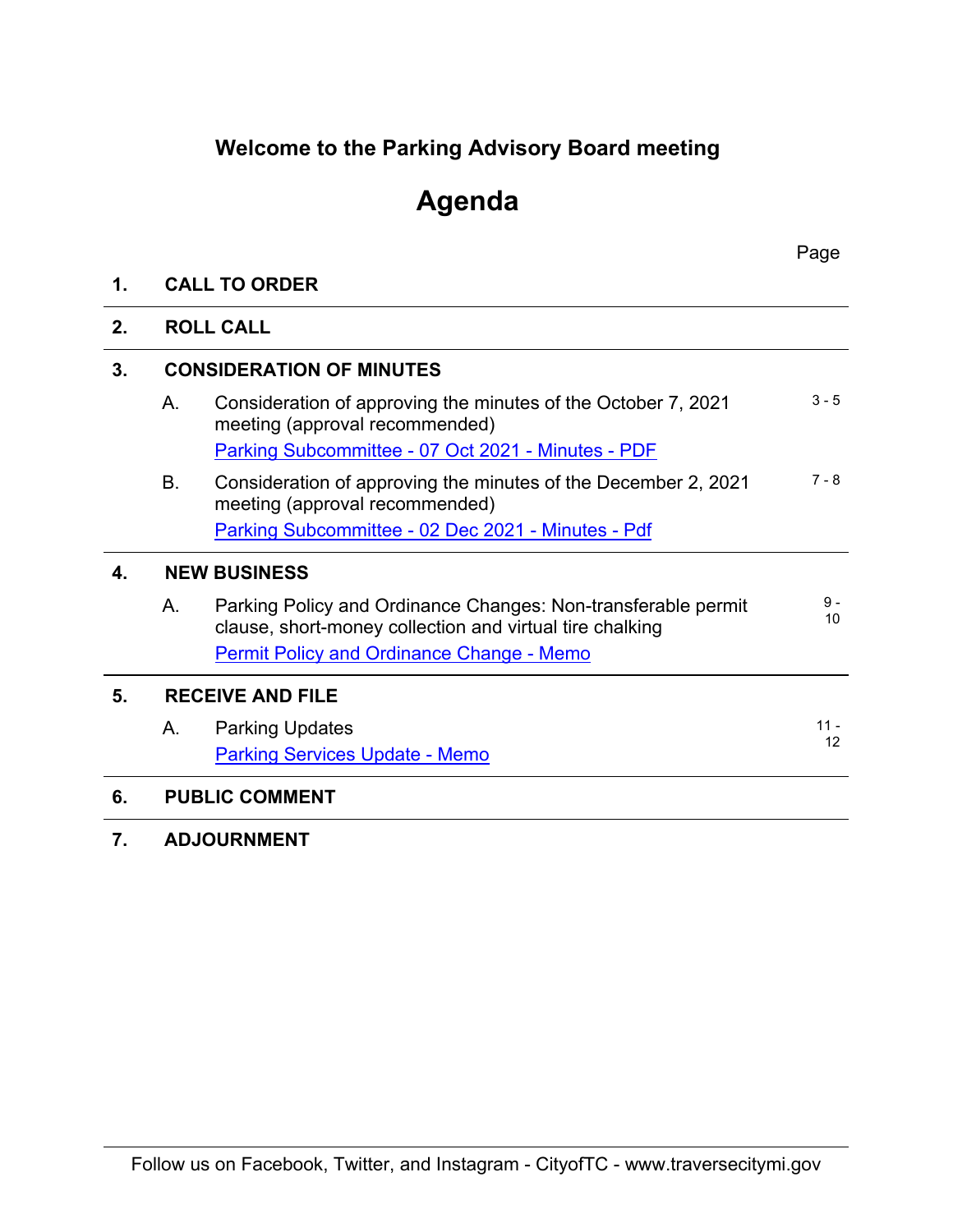## Welcome to the Parking Advisory Board meeting

# Agenda

| | | Page |
|---|---|---|
| **1.** | **CALL TO ORDER** | |
| **2.** | **ROLL CALL** | |
| **3.** | **CONSIDERATION OF MINUTES** | |
| | A. Consideration of approving the minutes of the October 7, 2021 meeting (approval recommended)<br>Parking Subcommittee - 07 Oct 2021 - Minutes - PDF | 3 - 5 |
| | B. Consideration of approving the minutes of the December 2, 2021 meeting (approval recommended)<br>Parking Subcommittee - 02 Dec 2021 - Minutes - Pdf | 7 - 8 |
| **4.** | **NEW BUSINESS** | |
| | A. Parking Policy and Ordinance Changes: Non-transferable permit clause, short-money collection and virtual tire chalking<br>Permit Policy and Ordinance Change - Memo | 9 - 10 |
| **5.** | **RECEIVE AND FILE** | |
| | A. Parking Updates<br>Parking Services Update - Memo | 11 - 12 |
| **6.** | **PUBLIC COMMENT** | |
| **7.** | **ADJOURNMENT** | |

Follow us on Facebook, Twitter, and Instagram - CityofTC - www.traversecitymi.gov